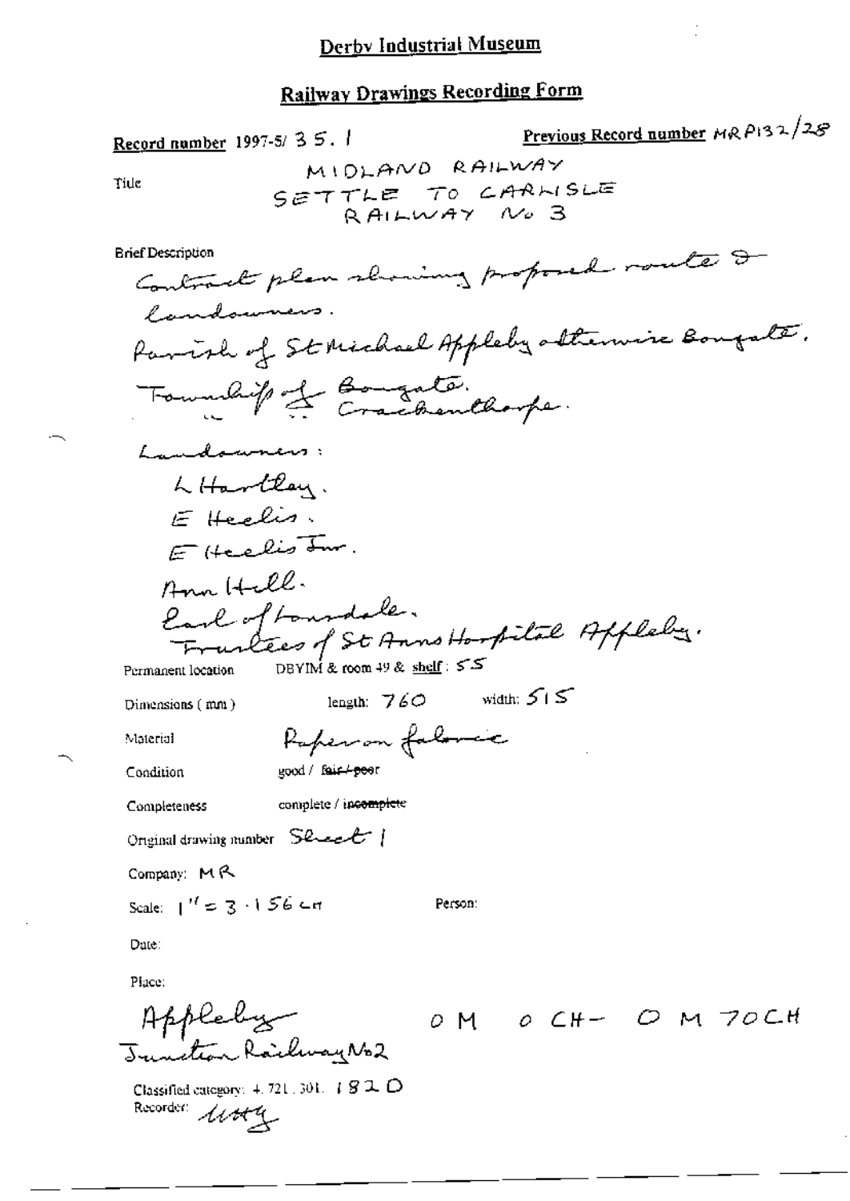# Derby Industrial Museum

## Railway Drawings Recording Form

**Record number** 1997-5/ 35. 1

**Previous Record number** MRP132/28

Title: MIDLAND RAILWAY SETTLE TO CARLISLE RAILWAY No 3

Brief Description

Contract plan showing proposed route & landowners.

Parish of St Michael Appleby otherwise Bongate.

Township of Bongate. Crackenthorpe.

Landowners:

L Hartley.

E Heelis.

E Heelis Jnr.

Ann Hill.

Earl of Lonsdale.

Trustees of St Anns Hospital Appleby.

Permanent location: DBYIM & room 49 & shelf: 55

Dimensions (mm): length: 760 width: 515

Material: Paper on fabric

Condition: good / ~~fair / poor~~

Completeness: complete / ~~incomplete~~

Original drawing number: Sheet 1

Company: MR

Scale: 1" = 3.156 CH

Person:

Date:

Place:

Appleby Junction Railway No 2 0 M 0 CH - 0 M 70 CH

Classified category: 4. 721. 301. 182 D

Recorder: [signature]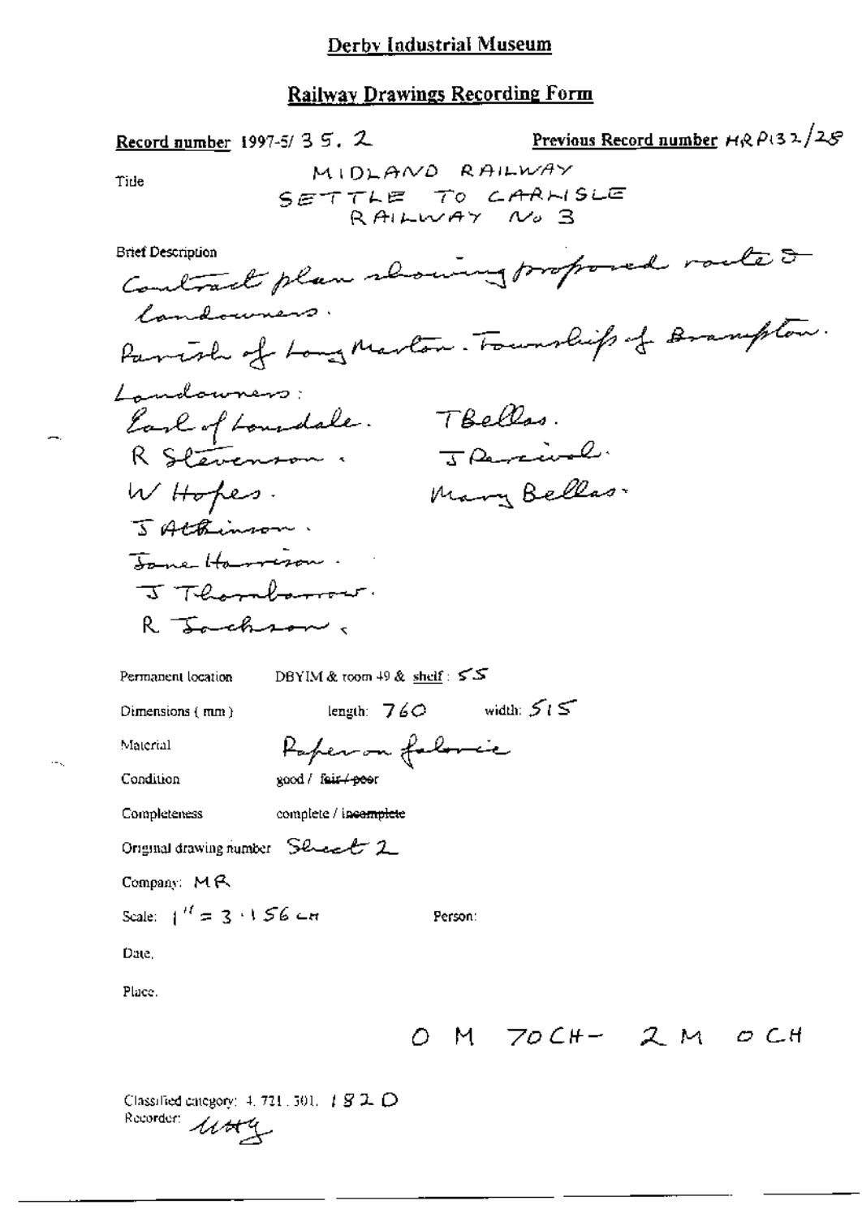# Derby Industrial Museum

## Railway Drawings Recording Form

**Record number** 1997-5/ 35. 2 **Previous Record number** MRP132/28

Title MIDLAND RAILWAY
SETTLE TO CARLISLE
RAILWAY No 3

Brief Description
Contract plan showing proposed route & landowners.
Parish of Long Marton. Township of Brampton.
Landowners:
Earl of Lonsdale. TBellas.
R Stevenson. J Percival.
W Hopes. Mary Bellas.
J Atkinson.
Jane Harrison.
J Thornbarrow.
R Jackson.

Permanent location DBYIM & room 49 & shelf: 55

Dimensions (mm) length: 760 width: 515

Material Paper on fabric

Condition good / ~~fair / poor~~

Completeness complete / ~~incomplete~~

Original drawing number Sheet 2

Company: MR

Scale: 1" = 3.156 CH Person:

Date.

Place.

0 M 70 CH - 2 M 0 CH

Classified category: 4. 721. 301. 182 D
Recorder: MHG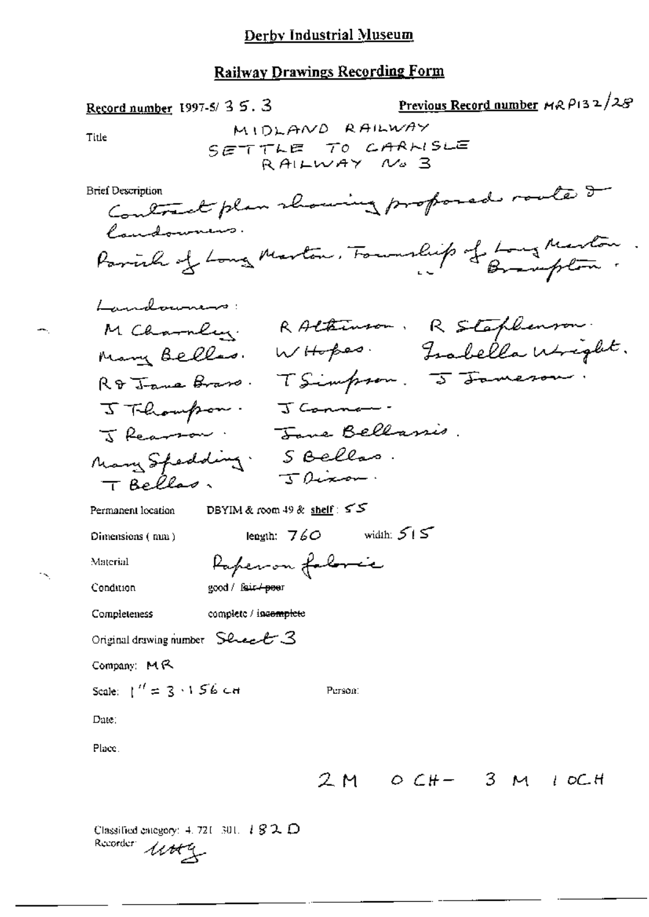# Derby Industrial Museum

## Railway Drawings Recording Form

Record number 1997-5/ 35. 3

Previous Record number MR P132/28

Title

MIDLAND RAILWAY
SETTLE TO CARLISLE
RAILWAY No 3

Brief Description

Contract plan showing proposed route & landowners.

Parish of Long Marton. Township of Long Marton. " " Brampton.

Landowners:

M Charnley. R Atkinson. R Stephenson.
Mary Bellas. W Hopes. Isabella Wright.
R & Jane Braes. T Simpson. J Jameson.
J Thompson. J Connor.
J Pearson. Jane Bellasis.
Mary Spedding. S Bellas.
T Bellas. J Dixon.

Permanent location DBYIM & room 49 & shelf: 55

Dimensions (mm) length: 760 width: 515

Material Paper on fabric

Condition good / ~~fair / poor~~

Completeness complete / ~~incomplete~~

Original drawing number Sheet 3

Company: MR

Scale: 1" = 3.156 CH

Person:

Date:

Place:

2 M 0 CH - 3 M 10 CH

Classified category: 4. 721. 301. 182 D

Recorder: [signature]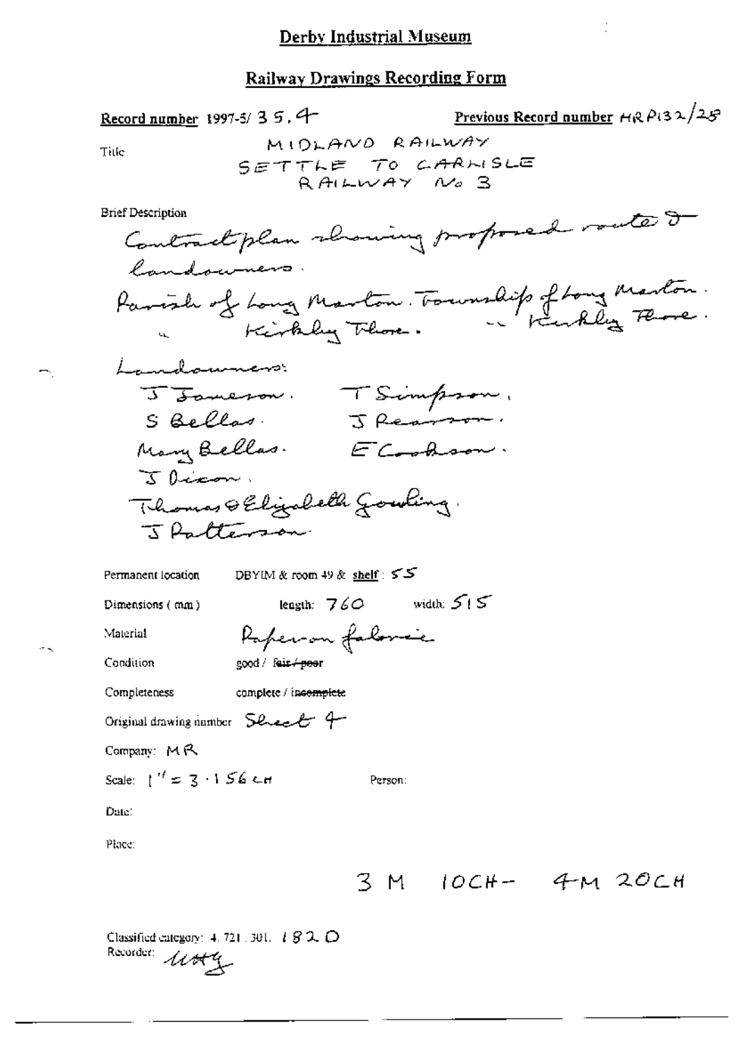# Derby Industrial Museum

## Railway Drawings Recording Form

**Record number** 1997-5/ 35.4

**Previous Record number** HRP132/28

Title

MIDLAND RAILWAY
SETTLE TO CARLISLE
RAILWAY No 3

Brief Description

Contract plan showing proposed route & landowners.

Parish of Long Marton. Township of Long Marton.
" Kirkby Thore. " Kirkby Thore.

Landowners:

J Jameson. T Simpson.
S Bellas. J Pearson.
Mary Bellas. E Cookson.
J Dixon.
Thomas & Elizabeth Gowling.
J Patterson.

Permanent location: DBYIM & room 49 & **shelf**: 55

Dimensions (mm): length: 760 width: 515

Material: Paper on fabric

Condition: good / ~~fair / poor~~

Completeness: complete / ~~incomplete~~

Original drawing number: Sheet 4

Company: MR

Scale: 1" = 3.156 CH

Person:

Date:

Place:

3 M 10CH - 4M 20CH

Classified category: 4.721.301. 182 D

Recorder: uotz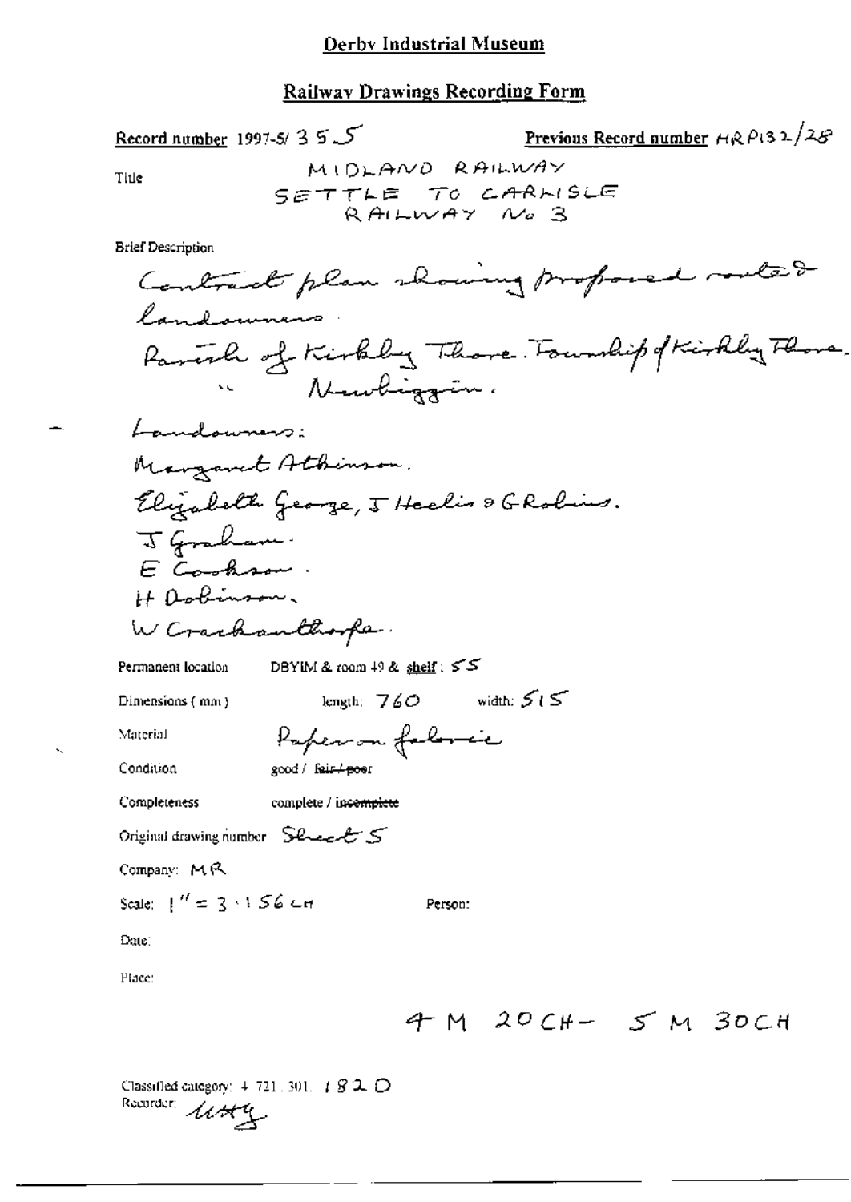# Derby Industrial Museum

## Railway Drawings Recording Form

**Record number** 1997-5/ 355  **Previous Record number** MRP132/28

Title: MIDLAND RAILWAY SETTLE TO CARLISLE RAILWAY No 3

Brief Description

Contract plan showing proposed route & landowners.

Parish of Kirkby Thore. Township of Kirkby Thore.
" Newbiggin.

Landowners:
Margaret Atkinson.
Elizabeth George, J Heelis & G Robins.
J Graham.
E Cookson.
H Dobinson.
W Crackanthorpe.

Permanent location: DBYIM & room 49 & shelf: 55

Dimensions (mm): length: 760 width: 515

Material: Paper on fabric

Condition: good / ~~fair / poor~~

Completeness: complete / ~~incomplete~~

Original drawing number: Sheet 5

Company: MR

Scale: 1" = 3.156 CH  Person:

Date:

Place:

4 M 20CH – 5 M 30CH

Classified category: 4. 721. 301. 182 D

Recorder: MHG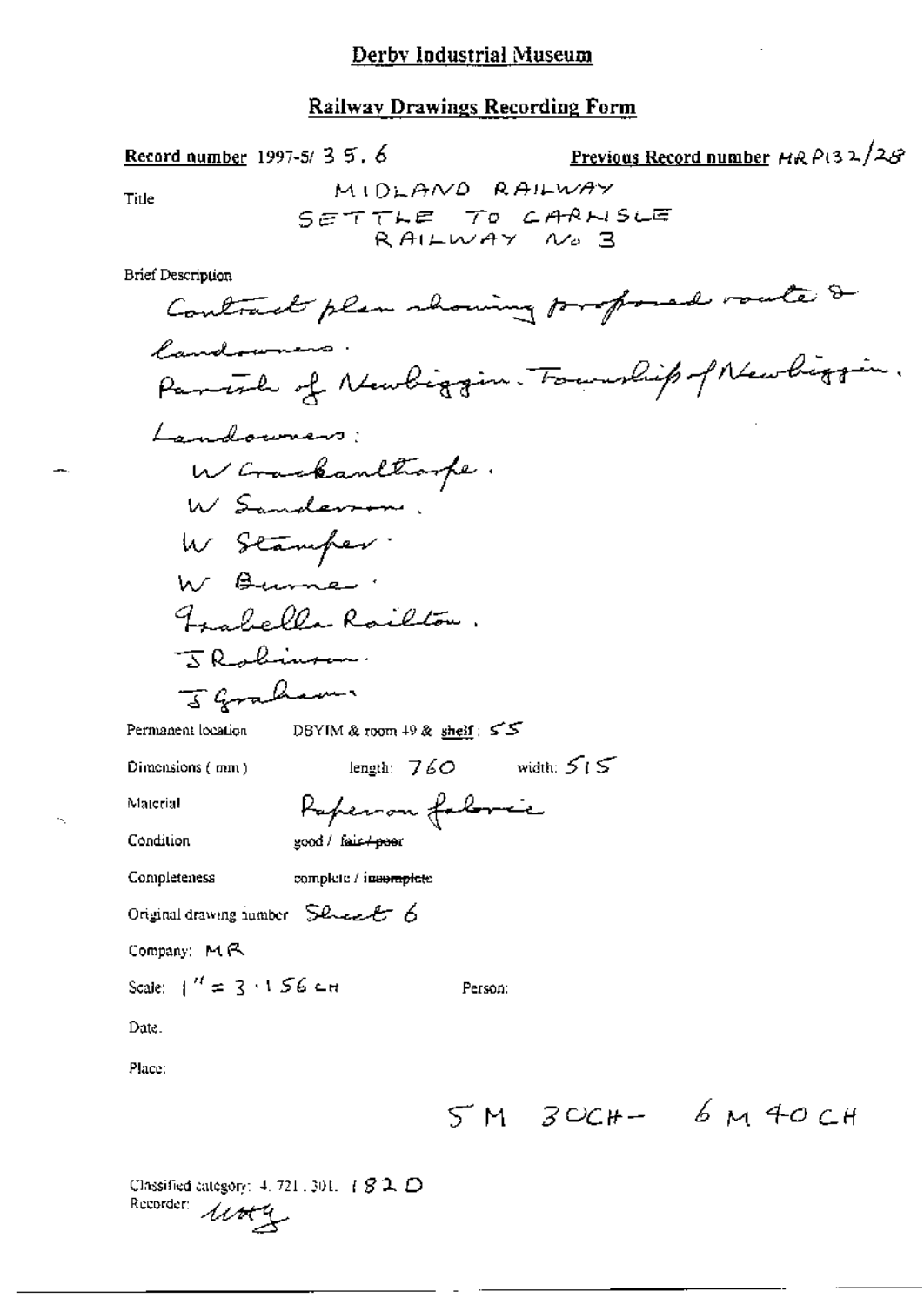**Derby Industrial Museum**

**Railway Drawings Recording Form**

**Record number** 1997-5/ 35. 6 **Previous Record number** MRP132/28

Title MIDLAND RAILWAY
SETTLE TO CARLISLE
RAILWAY No 3

Brief Description

Contract plan showing proposed route & landowners.
Parish of Newbiggin. Township of Newbiggin.
Landowners:
W Crackanthorpe.
W Sanderson.
W Stamper.
W Burne.
Isabella Railton.
J Robinson.
J Graham.

Permanent location DBYIM & room 49 & shelf: 55

Dimensions (mm) length: 760 width: 515

Material Paper on fabric

Condition good / ~~fair / poor~~

Completeness complete / ~~incomplete~~

Original drawing number Sheet 6

Company: MR

Scale: 1" = 3·156 CH Person:

Date.

Place:

5M 30CH - 6M 40CH

Classified category: 4. 721. 301. 182D
Recorder: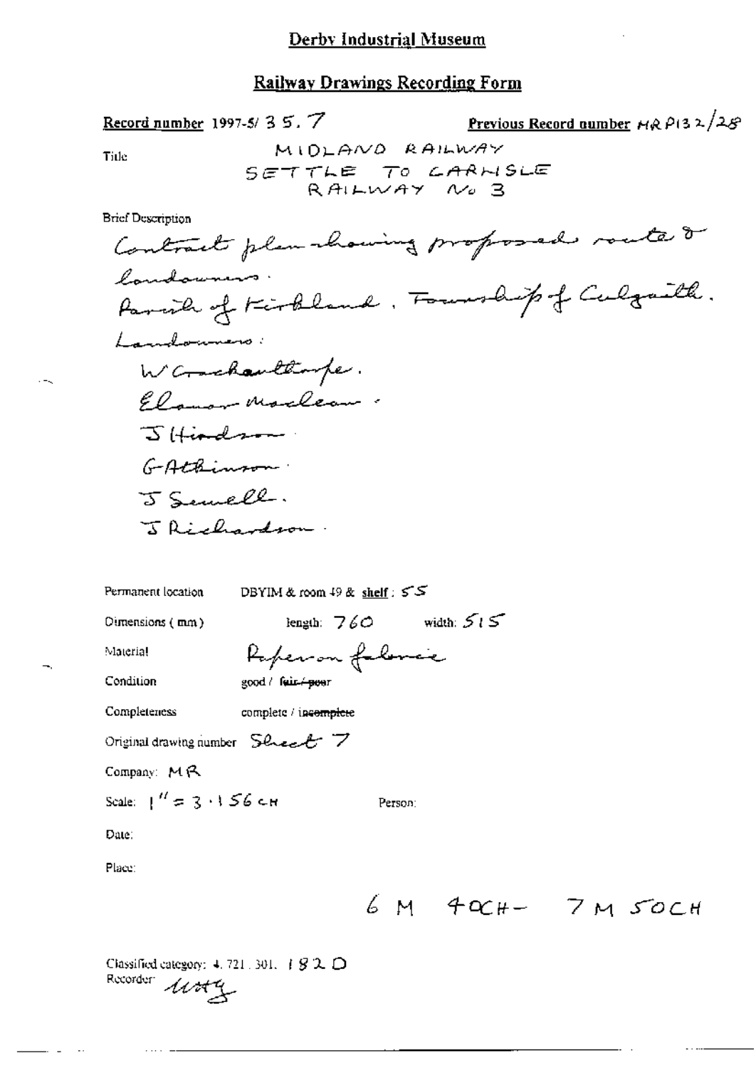## Derby Industrial Museum

### Railway Drawings Recording Form

**Record number** 1997-5/ 35. 7

**Previous Record number** MR P132/28

Title

MIDLAND RAILWAY
SETTLE TO CARLISLE
RAILWAY No 3

Brief Description

Contract plan showing proposed route & landowners.
Parish of Kirkland. Township of Culgaith.
Landowners:
W Crackanthorpe.
Eleanor Maclean.
J Hindson.
G Atkinson.
J Sewell.
J Richardson.

Permanent location: DBYIM & room 49 & shelf: 55

Dimensions (mm): length: 760 width: 515

Material: Paper on fabric

Condition: good / ~~fair / poor~~

Completeness: complete / ~~incomplete~~

Original drawing number: Sheet 7

Company: MR

Scale: 1" = 3·156 CH

Person:

Date:

Place:

6 M 40CH - 7 M 50CH

Classified category: 4. 721. 301. 182 D

Recorder: ussy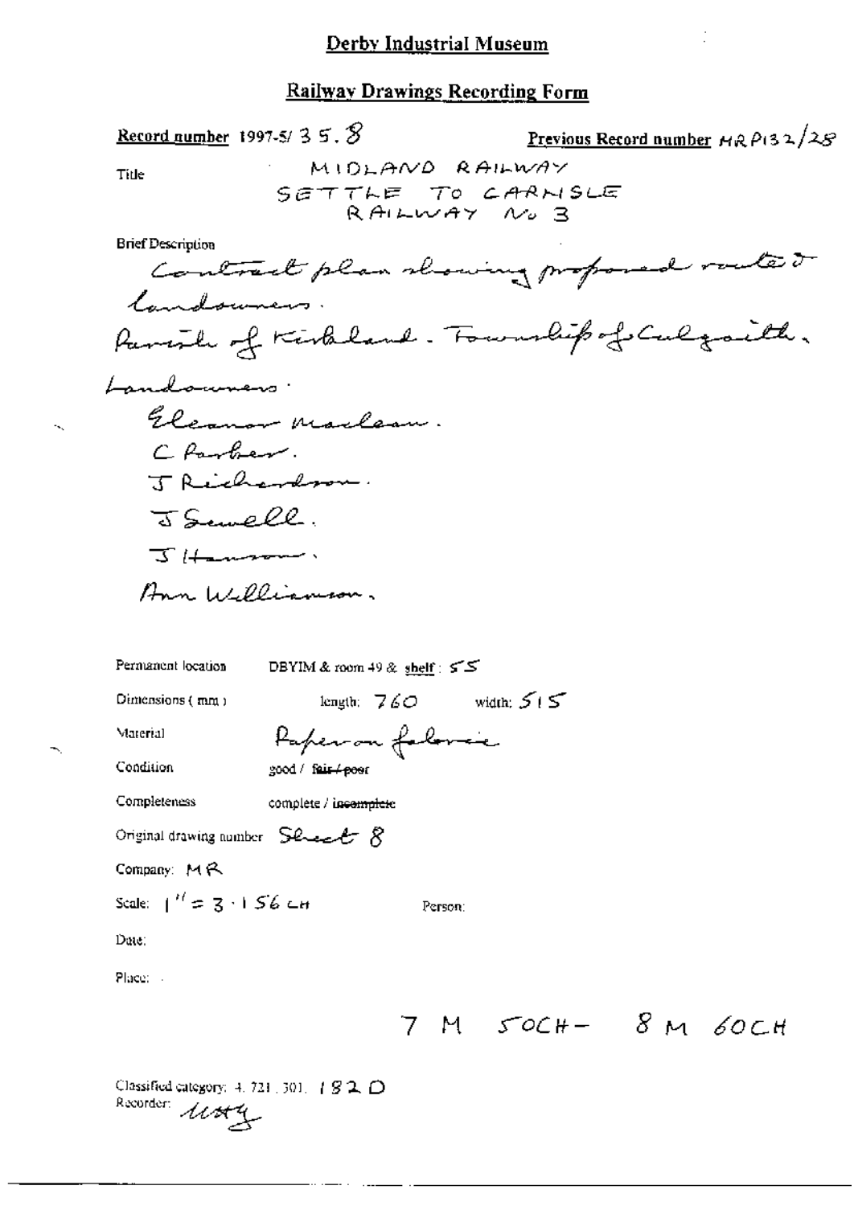# Derby Industrial Museum

## Railway Drawings Recording Form

**Record number** 1997-5/ 35. 8

**Previous Record number** MRP132/28

Title
MIDLAND RAILWAY
SETTLE TO CARLISLE
RAILWAY No 3

Brief Description
Contract plan showing proposed route & landowners.
Parish of Kirkland. Township of Culgaith.
Landowners:
Eleanor Maclean.
C Parker.
J Richardson.
J Sewell.
J Hanson.
Ann Williamson.

Permanent location: DBYIM & room 49 & shelf: 55

Dimensions (mm): length: 760 width: 515

Material: Paper on fabric

Condition: good / ~~fair / poor~~

Completeness: complete / ~~incomplete~~

Original drawing number: Sheet 8

Company: MR

Scale: 1" = 3.156 CH

Person:

Date:

Place:

7 M 50CH - 8 M 60CH

Classified category: 4. 721. 301. 182 D

Recorder: MAG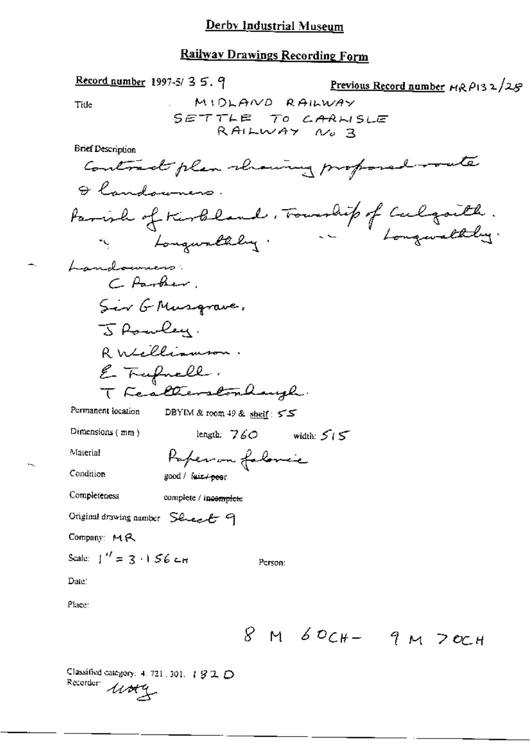# Derby Industrial Museum

## Railway Drawings Recording Form

**Record number** 1997-5/ 35. 9

**Previous Record number** MR P132/28

Title: MIDLAND RAILWAY
SETTLE TO CARLISLE
RAILWAY No 3

Brief Description

Contract plan showing proposed route & landowners.

Parish of Kirkland, Township of Culgaith.
" Longwathby. " Longwathby.

Landowners:
C Parker,
Sir G Musgrave,
J Rowley.
R Williamson.
E Tufnell.
T Featherstonhaugh.

Permanent location: DBYIM & room 49 & shelf: 55

Dimensions (mm): length: 760 width: 515

Material: Paper on fabric

Condition: good / ~~fair / poor~~

Completeness: complete / ~~incomplete~~

Original drawing number: Sheet 9

Company: MR

Scale: 1" = 3·156 CH

Person:

Date:

Place:

8 M 60CH - 9 M 70CH

Classified category: 4. 721. 301. 182 D

Recorder: usty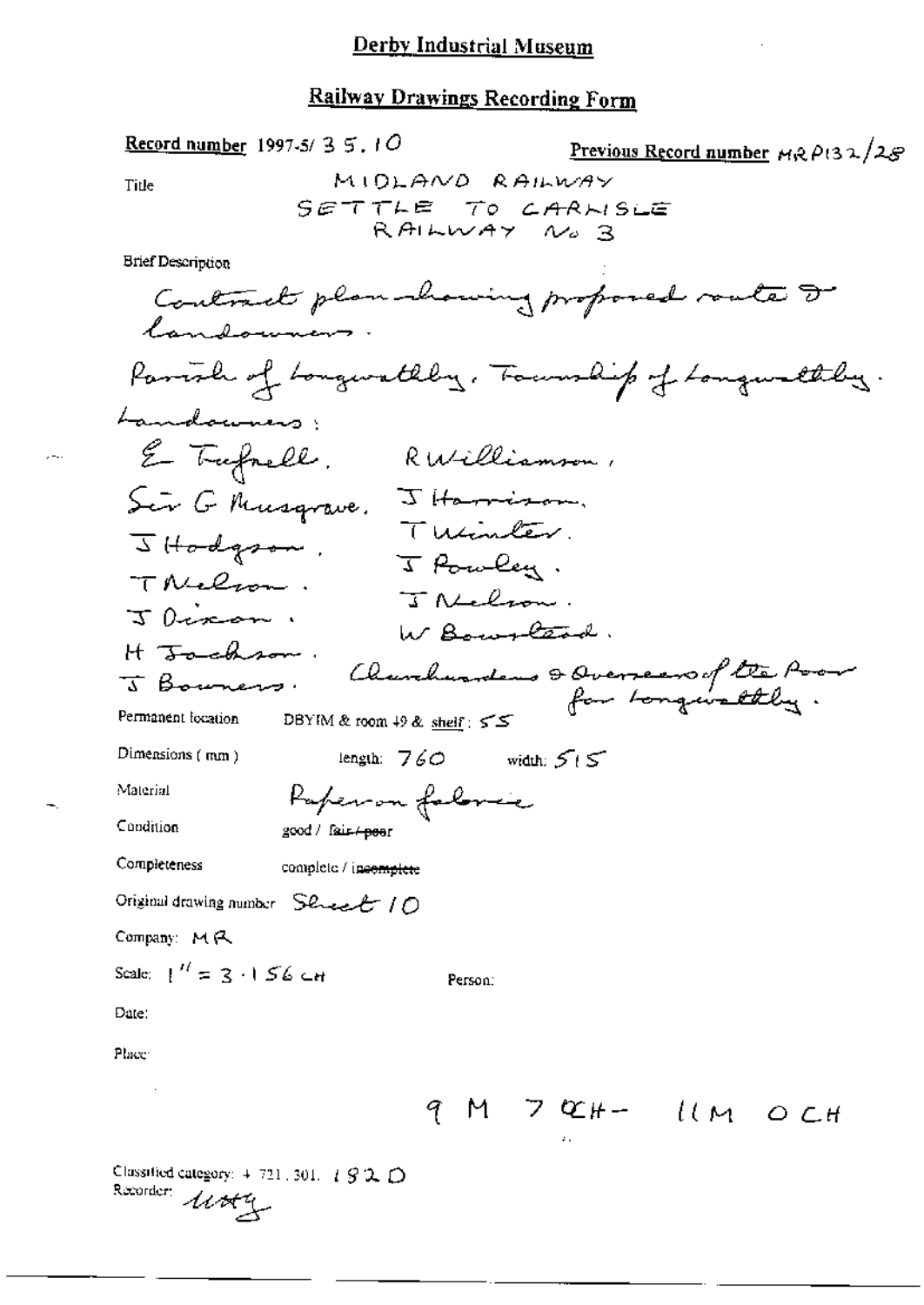# Derby Industrial Museum

## Railway Drawings Recording Form

**Record number** 1997-5/ 35.10

**Previous Record number** MRP132/28

Title
MIDLAND RAILWAY
SETTLE TO CARLISLE
RAILWAY No 3

Brief Description

Contract plan showing proposed route & landowners.

Parish of Longwathby. Township of Longwathby.

Landowners:

E Tufnell. R Williamson,
Sir G Musgrave. J Harrison.
J Hodgson. T Winter.
T Nelson. J Rowley.
J Dixon. J Nelson.
H Jackson. W Bowstead.
J Bowness. Churchwardens & Overseers of the Poor for Longwathby.

Permanent location DBYIM & room 49 & shelf: 55

Dimensions (mm) length: 760 width: 515

Material Paper on fabric

Condition good / ~~fair / poor~~

Completeness complete / ~~incomplete~~

Original drawing number Sheet 10

Company: MR

Scale: 1" = 3.156 CH

Person:

Date:

Place:

9 M 7 CH – 11 M 0 CH

Classified category: 4.721.301. 192 D

Recorder: [signature]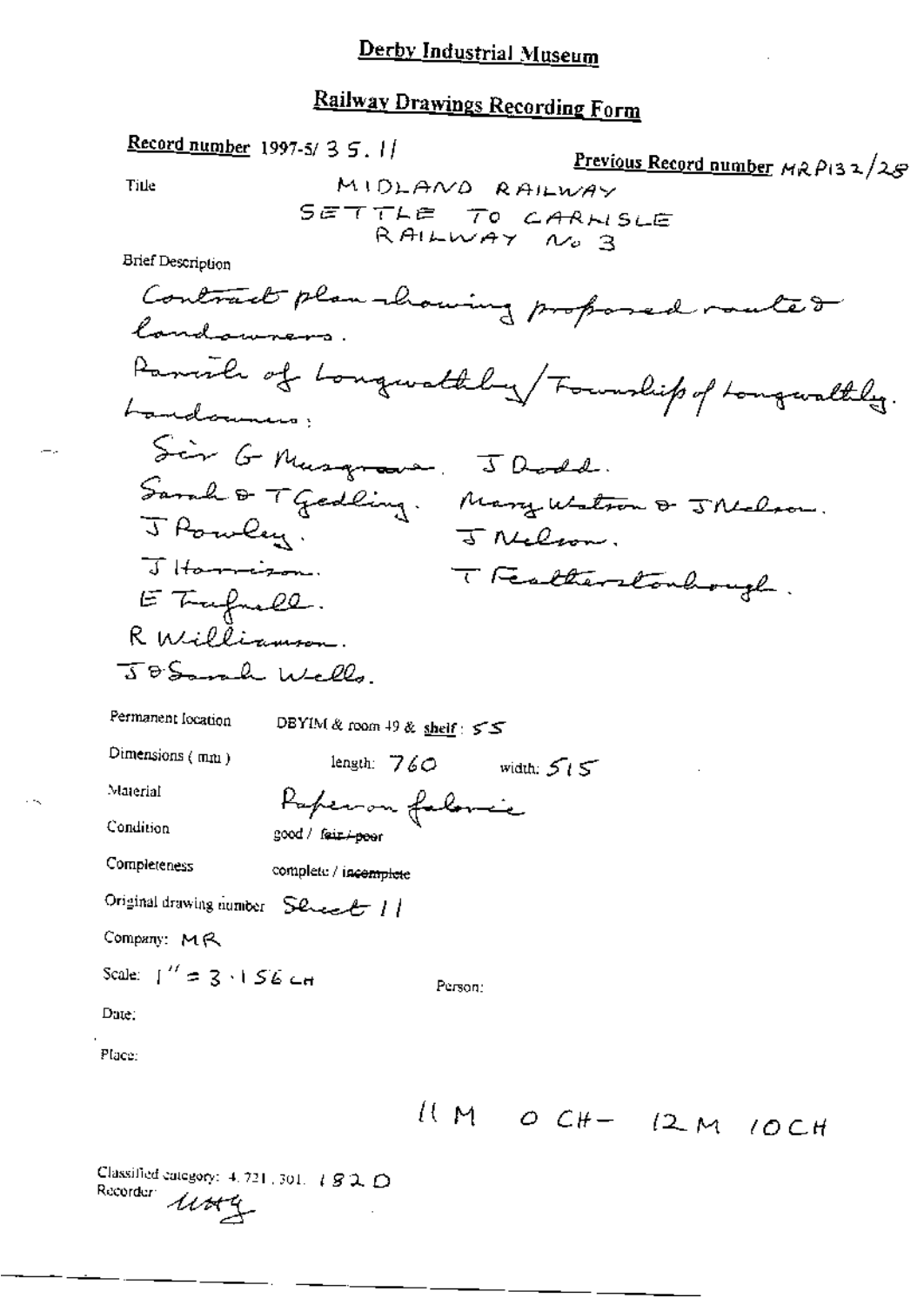# Derby Industrial Museum

## Railway Drawings Recording Form

**Record number** 1997-5/ 35.11

**Previous Record number** MR P132/28

Title

MIDLAND RAILWAY
SETTLE TO CARLISLE
RAILWAY No 3

Brief Description

Contract plan showing proposed route & landowners.

Parish of Longwathby / Township of Longwathby.

Landowners:

Sir G Musgrave. J Dodd.
Sarah & T Gedling. Mary Watson & J Nelson.
J Rowley. J Nelson.
J Harrison. T Featherstonhough.
E Tufnell.
R Williamson.
J & Sarah Wells.

Permanent location DBYIM & room 49 & shelf: 55

Dimensions (mm) length: 760 width: 515

Material Paper on fabric

Condition good / ~~fair / poor~~

Completeness complete / ~~incomplete~~

Original drawing number Sheet 11

Company: MR

Scale: 1" = 3.156 CH

Person:

Date:

Place:

11 M 0 CH – 12 M 10 CH

Classified category: 4.721.301. 182 D

Recorder: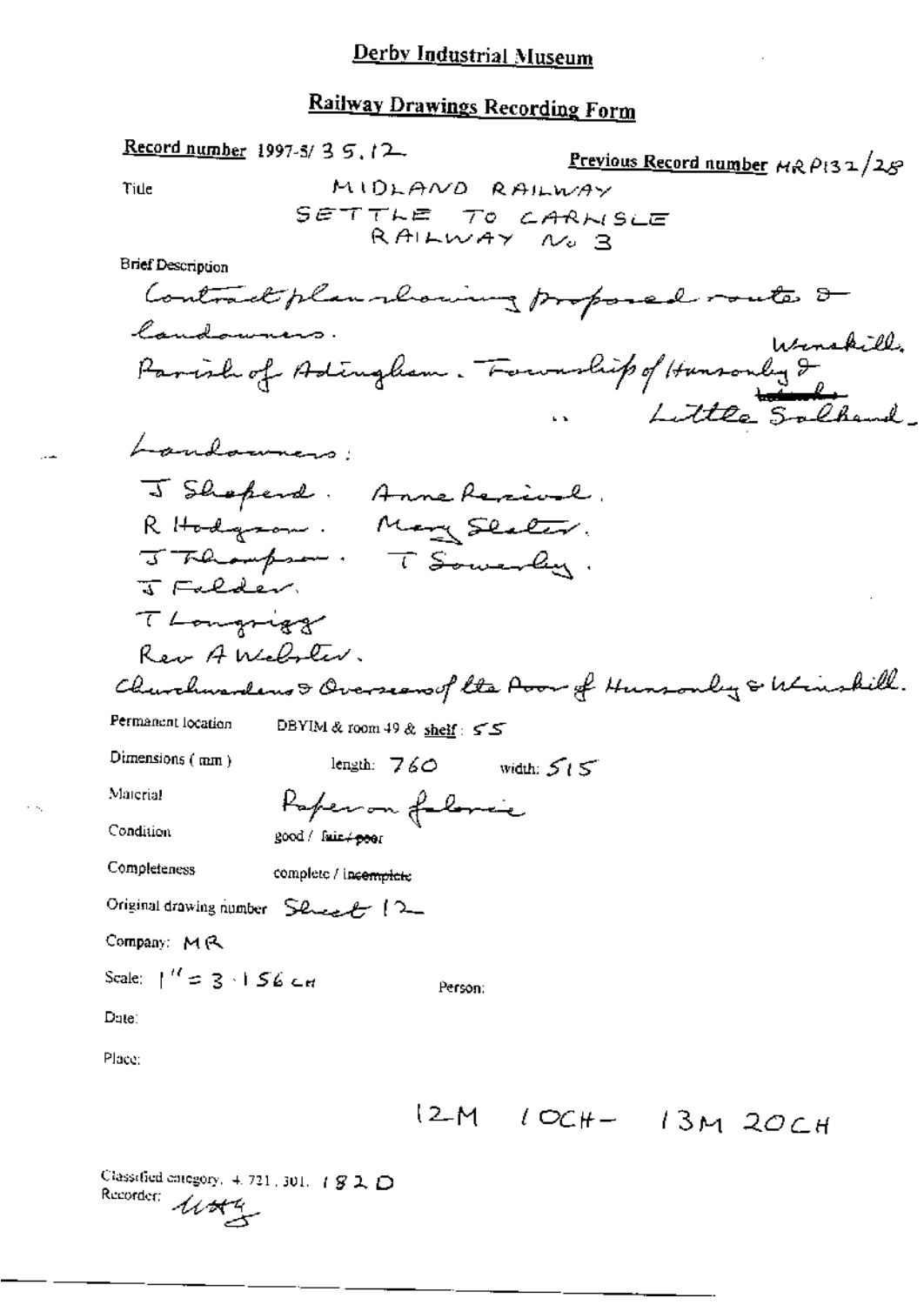# Derby Industrial Museum

## Railway Drawings Recording Form

**Record number** 1997-5/ 35.12

**Previous Record number** MRP132/28

Title: MIDLAND RAILWAY
SETTLE TO CARLISLE
RAILWAY No 3

Brief Description:

Contract plan showing proposed route & landowners.

Parish of Addingham. Township of Hunsonby & Winskill.
" Little Salkeld.

Landowners:

J Shepherd. Anne Percival.
R Hodgson. Mary Slater.
J Thompson. T Sowerby.
J Falder.
T Longrigg
Rev A Webster.
Churchwardens & Overseers of the Poor of Hunsonby & Winskill.

Permanent location: DBYIM & room 49 & shelf: 55

Dimensions (mm): length: 760 width: 515

Material: Paper on fabric

Condition: good / ~~fair / poor~~

Completeness: complete / ~~incomplete~~

Original drawing number: Sheet 12

Company: MR

Scale: 1" = 3.156 CH

Person:

Date:

Place:

12M 10CH – 13M 20CH

Classified category: 4.721.301. 182D

Recorder: MHG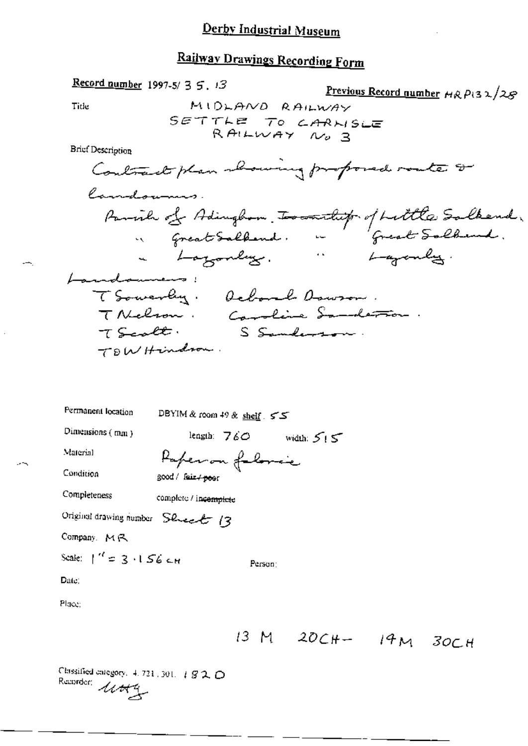# Derby Industrial Museum

## Railway Drawings Recording Form

**Record number** 1997-5/ 35. 13

**Previous Record number** MRP132/28

Title
MIDLAND RAILWAY
SETTLE TO CARLISLE
RAILWAY No 3

Brief Description

Contract plan showing proposed route & landowners.

Parish of Adingham. Township of Little Salkend.
" Great Salkend. " Great Salkend.
" Lazonby. " Lazonby.

Landowners:
T Sowerby. Ochard Dawson.
T Nelson. Caroline Sanderson.
T Scott. S Sanderson.
TOW Hindson.

Permanent location DBYIM & room 49 & shelf. 55

Dimensions (mm) length: 760 width: 515

Material Paper on fabric

Condition good / ~~fair / poor~~

Completeness complete / ~~incomplete~~

Original drawing number Sheet 13

Company. MR

Scale: 1" = 3.156 CH

Person:

Date:

Place:

13 M 20CH – 14M 30CH

Classified category. 4. 721. 301. 182 O

Recorder: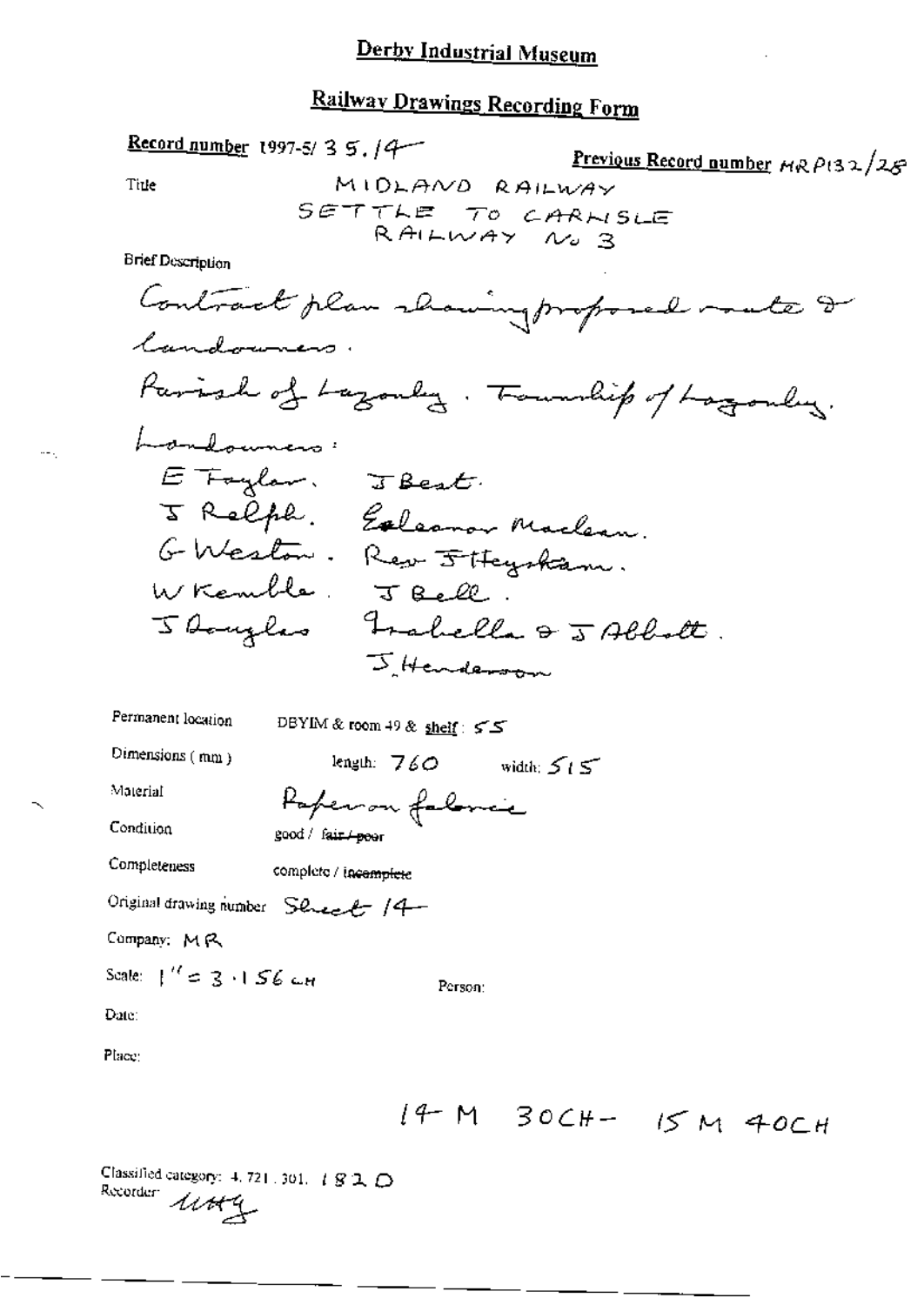# Derby Industrial Museum

## Railway Drawings Recording Form

**Record number** 1997-5/ 35.14 **Previous Record number** MR P132/28

Title MIDLAND RAILWAY
SETTLE TO CARLISLE
RAILWAY No 3

Brief Description

Contract plan showing proposed route & landowners.

Parish of Lazonby. Township of Lazonby.

Landowners:

E Taylor. J Best.
J Relph. Eleanor Maclean.
G Weston. Rev J Heysham.
W Kemble. J Bell.
J Douglas Isabella & J Abbott.
J Henderson

Permanent location DBYIM & room 49 & shelf: 55

Dimensions (mm) length: 760 width: 515

Material Paper on fabric

Condition good / ~~fair / poor~~

Completeness complete / ~~incomplete~~

Original drawing number Sheet 14

Company: MR

Scale: 1" = 3.156 CH

Person:

Date:

Place:

14 M 30CH - 15 M 40CH

Classified category: 4.721.301. 182 D

Recorder: UAY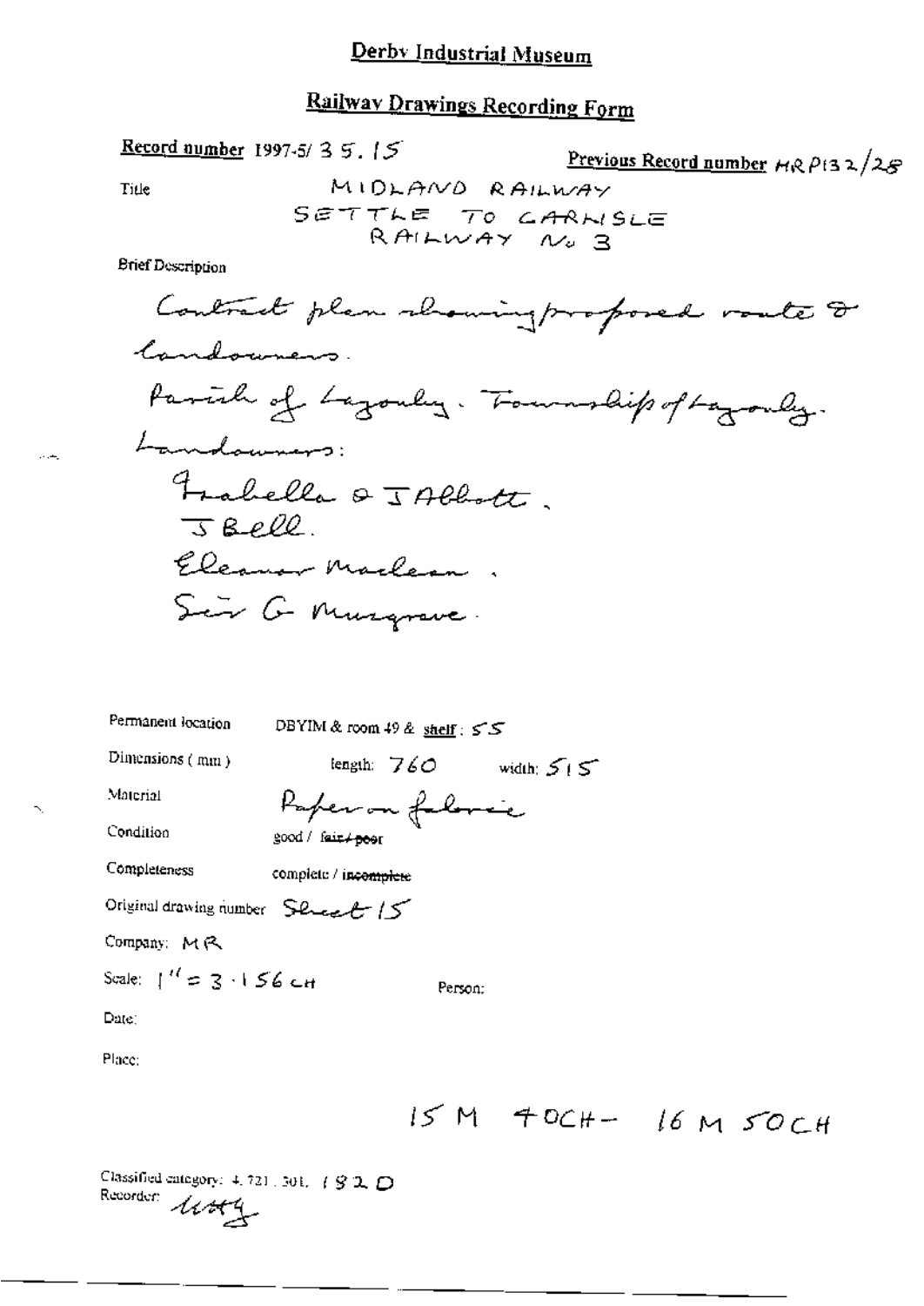# Derby Industrial Museum

## Railway Drawings Recording Form

**Record number** 1997-5/ 35. 15

**Previous Record number** MRP132/28

Title: MIDLAND RAILWAY SETTLE TO CARLISLE RAILWAY No 3

Brief Description

Contract plan showing proposed route & landowners.

Parish of Lazonby. Township of Lazonby.

Landowners:

Isabella & J Abbott.

J Bell.

Eleanor Maclean.

Sir G Musgrave.

Permanent location: DBYIM & room 49 & shelf: 55

Dimensions (mm): length: 760 width: 515

Material: Paper on fabric

Condition: good / ~~fair / poor~~

Completeness: complete / ~~incomplete~~

Original drawing number: Sheet 15

Company: MR

Scale: 1" = 3·156 CH

Person:

Date:

Place:

15 M 40CH - 16 M 50CH

Classified category: 4. 721. 301. 182 D

Recorder: ustg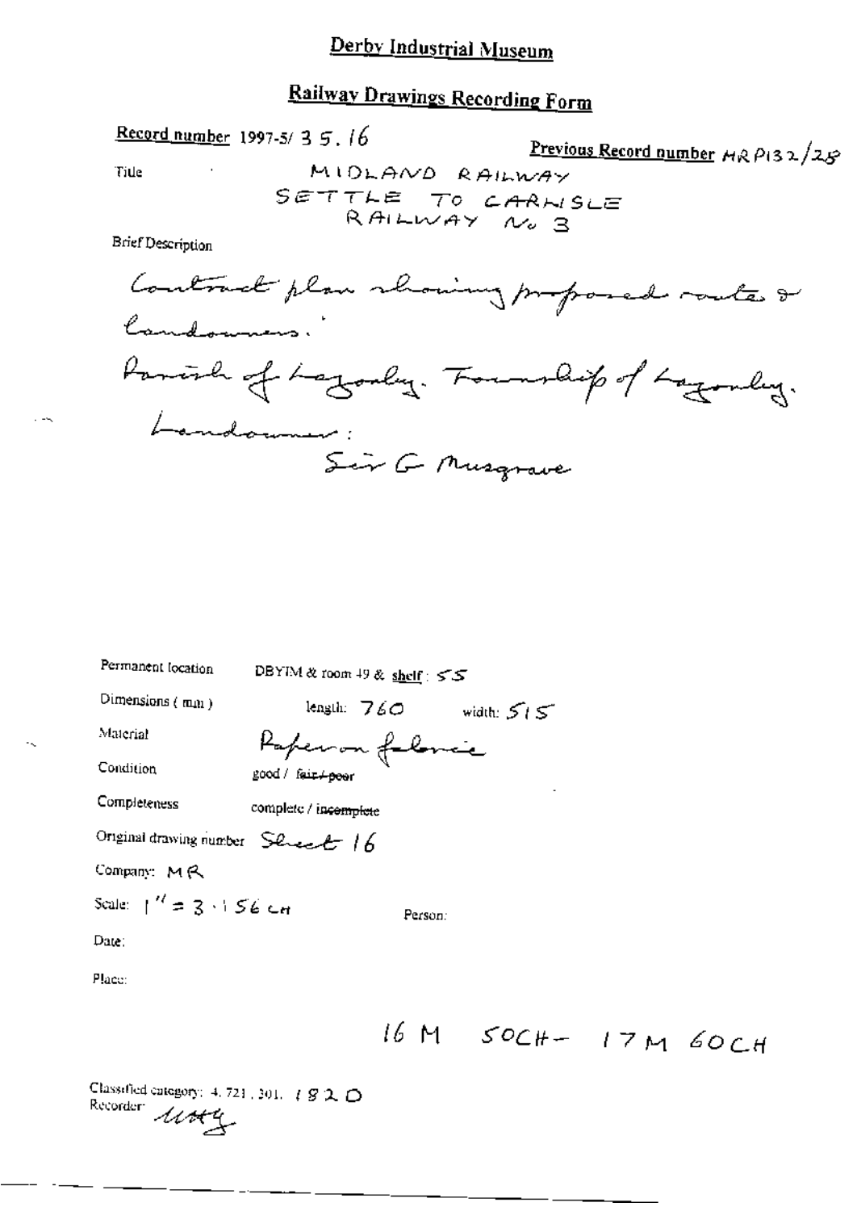# Derby Industrial Museum

## Railway Drawings Recording Form

**Record number** 1997-5/ 35. 16

**Previous Record number** MR P132/28

Title MIDLAND RAILWAY SETTLE TO CARLISLE RAILWAY No 3

Brief Description

Contract plan showing proposed route & landowners.

Parish of Lazonby. Township of Lazonby.

Landowner:

Sir G Musgrave

Permanent location DBYIM & room 49 & shelf: 55

Dimensions (mm) length: 760 width: 515

Material Paper on fabric

Condition good / ~~fair / poor~~

Completeness complete / ~~incomplete~~

Original drawing number Sheet 16

Company: MR

Scale: 1" = 3.156 CH

Person:

Date:

Place:

16 M 50CH - 17 M 60CH

Classified category: 4.721.301. 1820

Recorder: uutg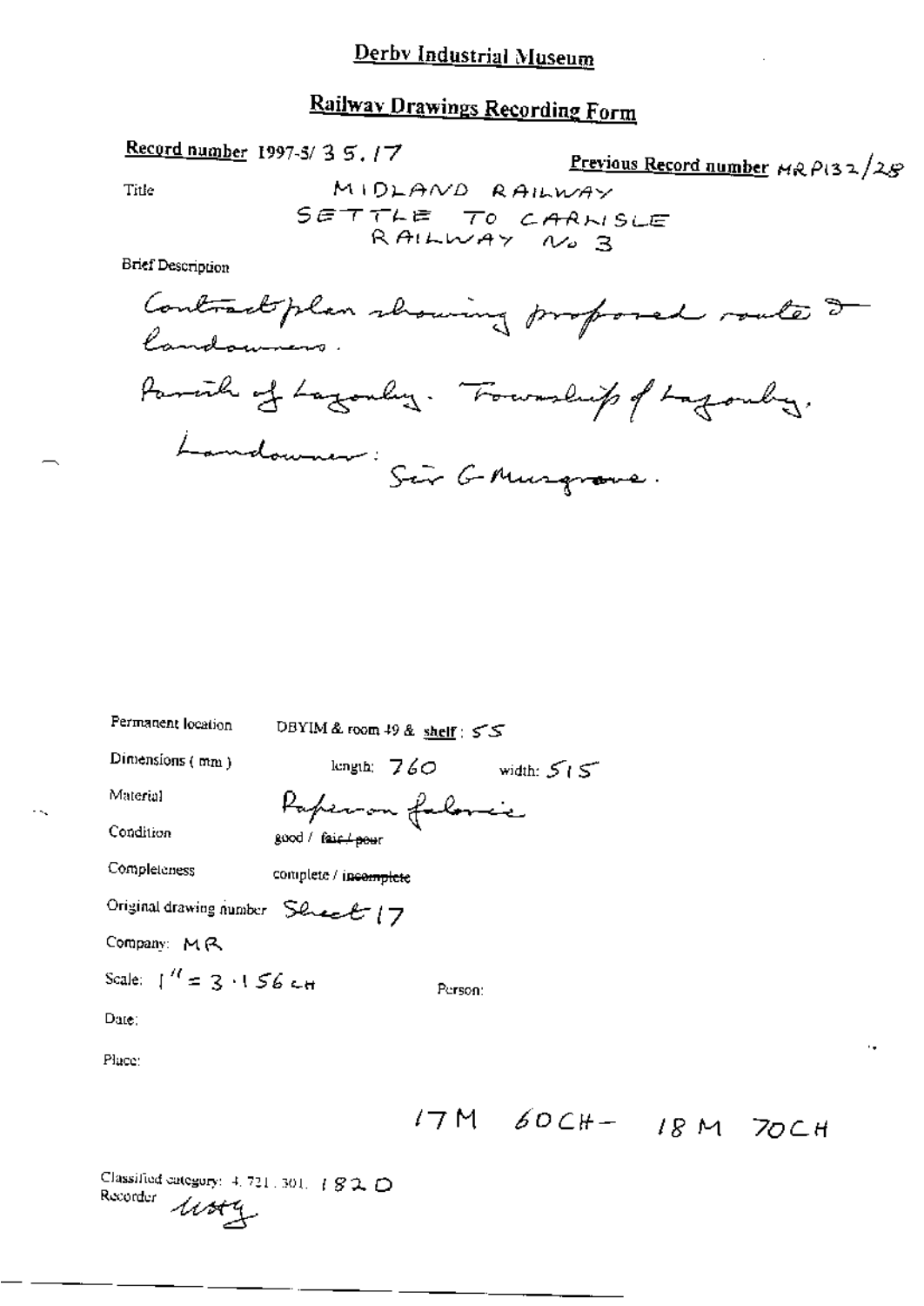# Derby Industrial Museum

## Railway Drawings Recording Form

**Record number** 1997-5/ 35.17

**Previous Record number** MRP132/28

Title

MIDLAND RAILWAY
SETTLE TO CARLISLE
RAILWAY No 3

Brief Description

Contract plan showing proposed route & landowners.

Parish of Lazonby. Township of Lazonby.

Landowner: Sir G Musgrave.

Permanent location DBYIM & room 49 & shelf: 55

Dimensions (mm) length: 760 width: 515

Material Paper on fabric

Condition good / ~~fair / poor~~

Completeness complete / ~~incomplete~~

Original drawing number Sheet 17

Company: MR

Scale: 1" = 3.156 CH

Person:

Date:

Place:

17M 60CH – 18M 70CH

Classified category: 4.721.301. 182 D

Recorder usty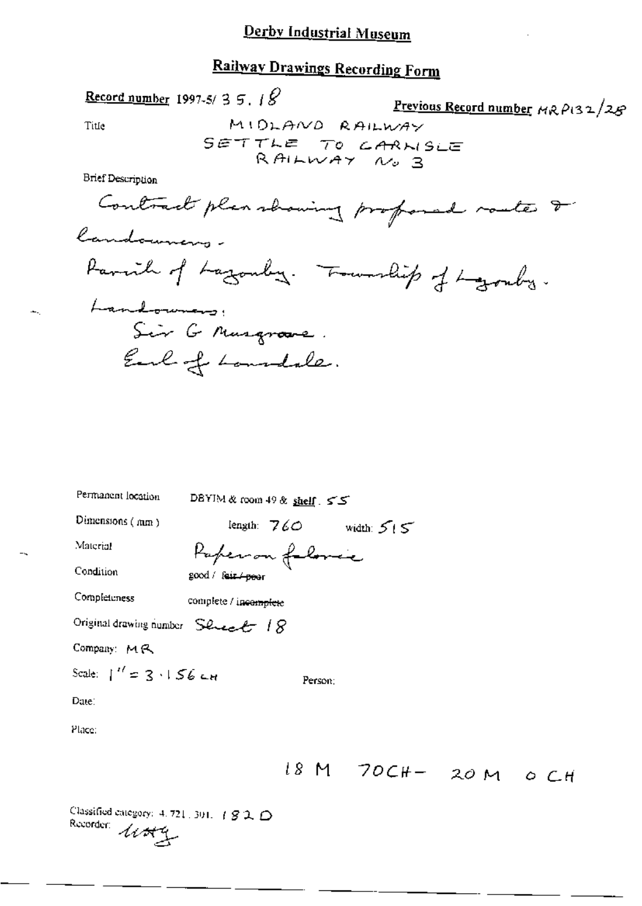## Derby Industrial Museum

## Railway Drawings Recording Form

**Record number** 1997-5/ 35. 18

**Previous Record number** MRP132/28

Title
MIDLAND RAILWAY
SETTLE TO CARLISLE
RAILWAY No 3

Brief Description

Contract plan showing proposed route & landowners.
Parish of Lazonby. Township of Lazonby.
Landowners:
Sir G Musgrave.
Earl of Lonsdale.

Permanent location: DBYIM & room 49 & shelf: 55

Dimensions (mm): length: 760 width: 515

Material: Paper on fabric

Condition: good / ~~fair / poor~~

Completeness: complete / ~~incomplete~~

Original drawing number: Sheet 18

Company: MR

Scale: 1" = 3·156 CH

Person:

Date:

Place:

18 M 70CH – 20 M 0 CH

Classified category: 4.721.301. 182 D

Recorder: lütt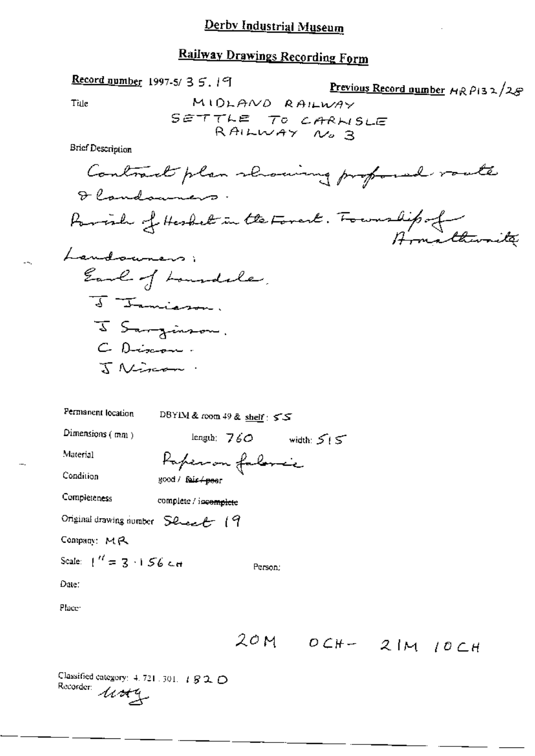# Derby Industrial Museum

## Railway Drawings Recording Form

**Record number** 1997-5/ 35. 19

**Previous Record number** MR P132/28

Title

MIDLAND RAILWAY
SETTLE TO CARLISLE
RAILWAY No 3

Brief Description

Contract plan showing proposed route & landowners.

Parish of Hesket in the Forest. Township of Armathwaite

Landowners:

Earl of Lonsdale.

J Jamieson.

J Sarginson.

C Dixon.

J Nixon.

Permanent location DBYIM & room 49 & shelf: 55

Dimensions (mm) length: 760 width: 515

Material Paper on fabric

Condition good / ~~fair / poor~~

Completeness complete / ~~incomplete~~

Original drawing number Sheet 19

Company: MR

Scale: 1" = 3.156 CH

Person:

Date:

Place:

20M 0CH – 21M 10CH

Classified category: 4.721.301. 182 D

Recorder: [signature]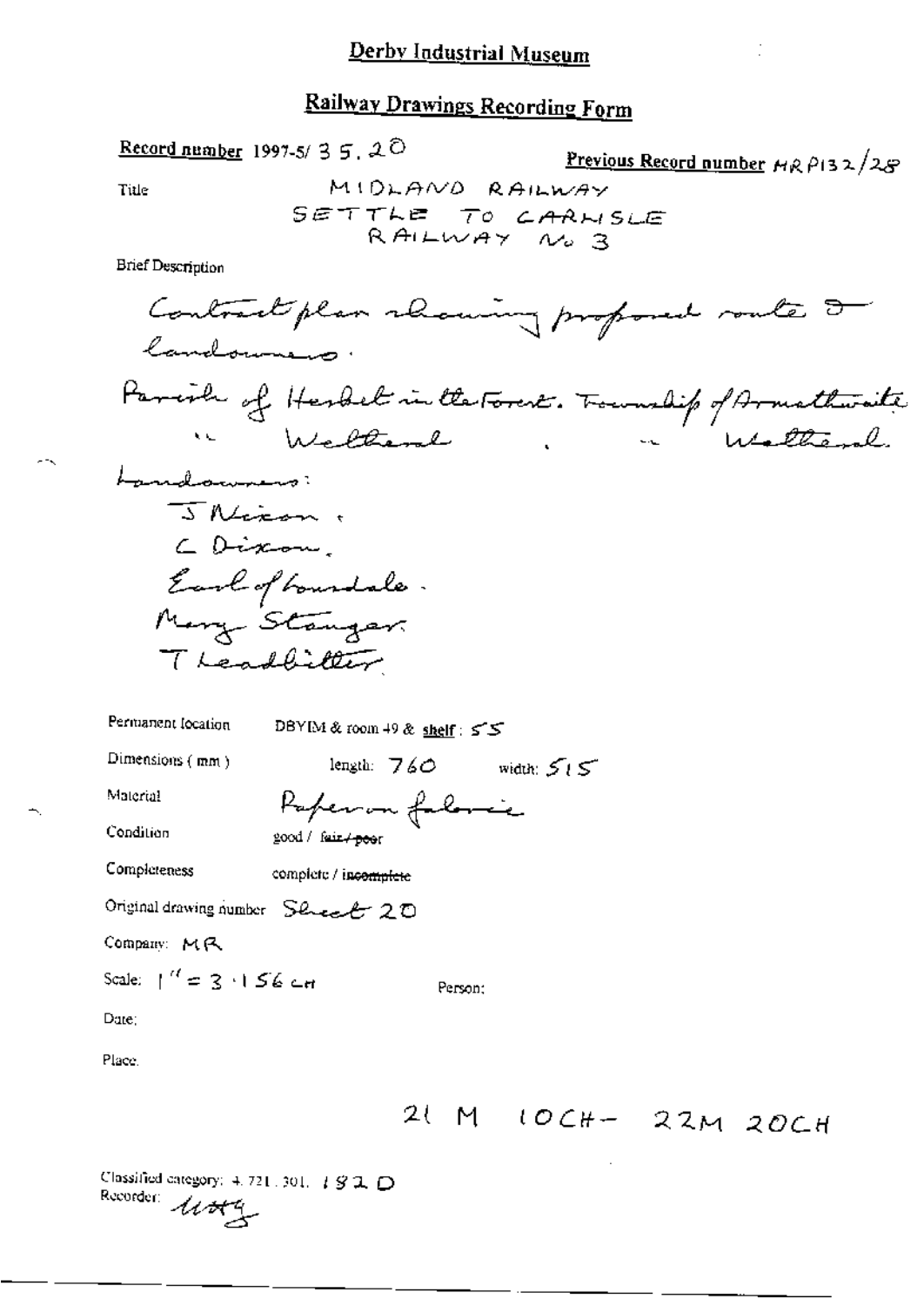# Derby Industrial Museum

## Railway Drawings Recording Form

**Record number** 1997-5/ 35.20 **Previous Record number** MRP132/28

Title MIDLAND RAILWAY
SETTLE TO CARLISLE
RAILWAY No 3

Brief Description

Contract plan showing proposed route & landowners.

Parish of Hesket in the Forest. Township of Armathwaite
" Wetheral . " Wetheral.

Landowners:

J Nixon.
C Dixon.
Earl of Lonsdale.
Mary Stanger.
T Leadbitter.

Permanent location DBYIM & room 49 & **shelf**: 55

Dimensions (mm) length: 760 width: 515

Material Paper on fabric

Condition good / ~~fair / poor~~

Completeness complete / ~~incomplete~~

Original drawing number Sheet 20

Company: MR

Scale: 1" = 3.156 CH Person:

Date:

Place:

21 M 10CH – 22M 20CH

Classified category: 4.721.301. 182 D
Recorder: MHG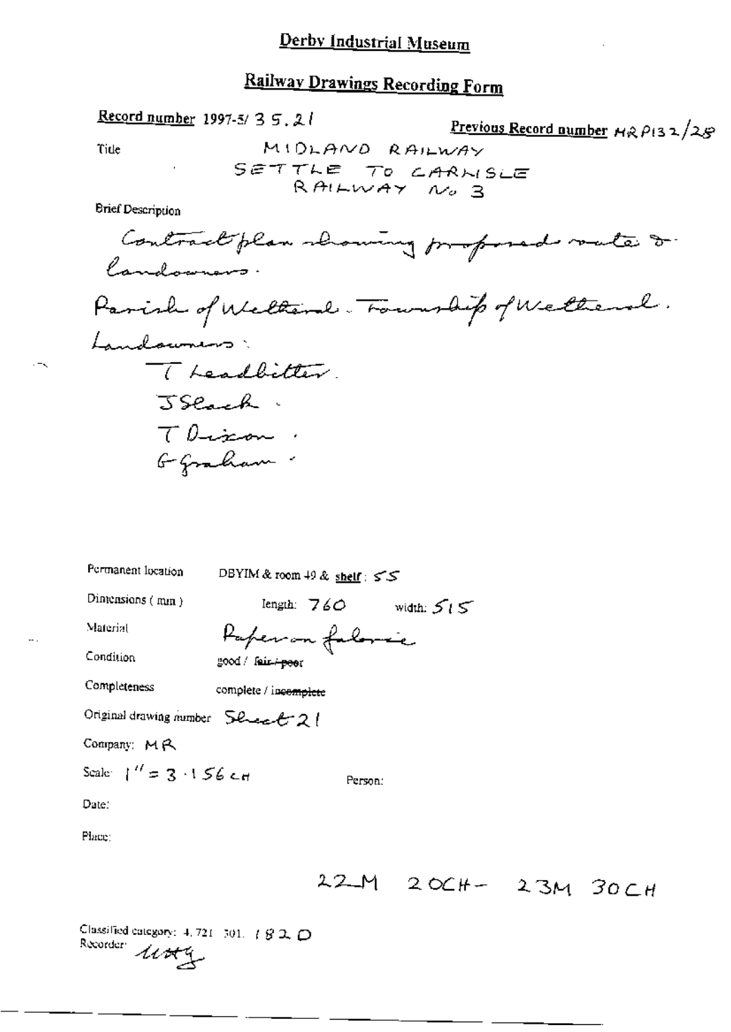# Derby Industrial Museum

## Railway Drawings Recording Form

**Record number** 1997-5/ 35.21

**Previous Record number** MRP132/28

Title MIDLAND RAILWAY
SETTLE TO CARLISLE
RAILWAY No 3

Brief Description

Contract plan showing proposed route & landowners.

Parish of Wetheral. Township of Wetheral.

Landowners:

T Leadbitter.
J Slack.
T Dixon.
G Graham.

Permanent location DBYIM & room 49 & **shelf**: 55

Dimensions (mm) length: 760 width: 515

Material Paper on fabric

Condition good / ~~fair / poor~~

Completeness complete / ~~incomplete~~

Original drawing number Sheet 21

Company: MR

Scale: 1" = 3·156 CH

Person:

Date:

Place:

22M 20CH - 23M 30CH

Classified category: 4.721.301. 182 D
Recorder: [signature]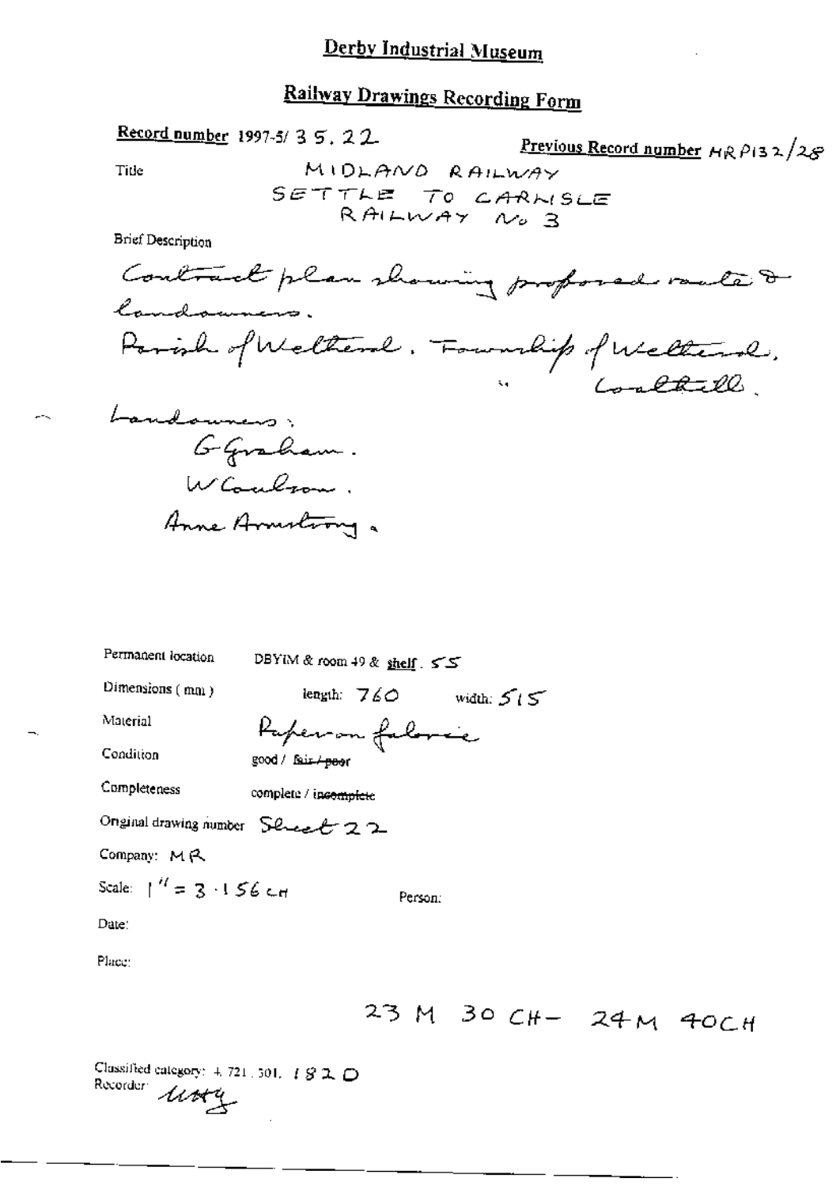# Derby Industrial Museum

## Railway Drawings Recording Form

**Record number** 1997-5/ 35. 22

**Previous Record number** MR P132/28

Title

MIDLAND RAILWAY
SETTLE TO CARLISLE
RAILWAY No 3

Brief Description

Contract plan showing proposed route & landowners.
Parish of Wetheral. Township of Wetheral,
" Cotehill.

Landowners:
G Graham.
W Coulson.
Anne Armstrong.

Permanent location DBYIM & room 49 & **shelf**. 55

Dimensions (mm) length: 760 width: 515

Material Paper on fabric

Condition good / ~~fair / poor~~

Completeness complete / ~~incomplete~~

Original drawing number Sheet 22

Company: MR

Scale: 1" = 3.156 CH

Person:

Date:

Place:

23 M 30 CH – 24 M 40 CH

Classified category: 4. 721. 301. 182 D
Recorder: uuty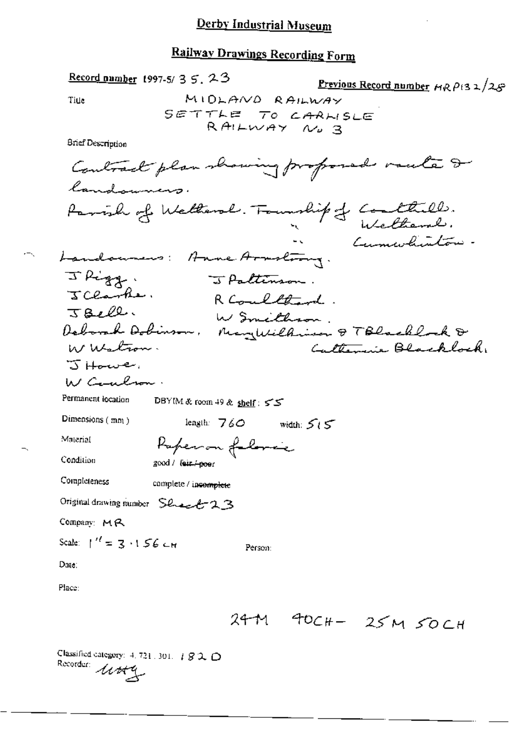# Derby Industrial Museum

## Railway Drawings Recording Form

**Record number** 1997-5/ 35. 23 **Previous Record number** MRP132/28

Title MIDLAND RAILWAY
SETTLE TO CARLISLE
RAILWAY No 3

Brief Description

Contract plan showing proposed route & landowners.
Parish of Wetheral. Township of Coathill. Wetheral. Cumwhinton.
Landowners: Anne Armstrong.
J Rigg. J Pattinson.
J Clarke. R Coulthard.
J Bell. W Smithson.
Deborah Dobinson. Mary Wilkinson & T Blacklock & Catherine Blacklock.
W Watson.
J Howe.
W Coulson.

Permanent location DBYIM & room 49 & shelf: 55

Dimensions (mm) length: 760 width: 515

Material Paper on fabric

Condition good / ~~fair / poor~~

Completeness complete / ~~incomplete~~

Original drawing number Sheet 23

Company: MR

Scale: 1" = 3.156 CH

Person:

Date:

Place:

24M 40CH – 25M 50CH

Classified category: 4. 721. 301. 182 D
Recorder: MHG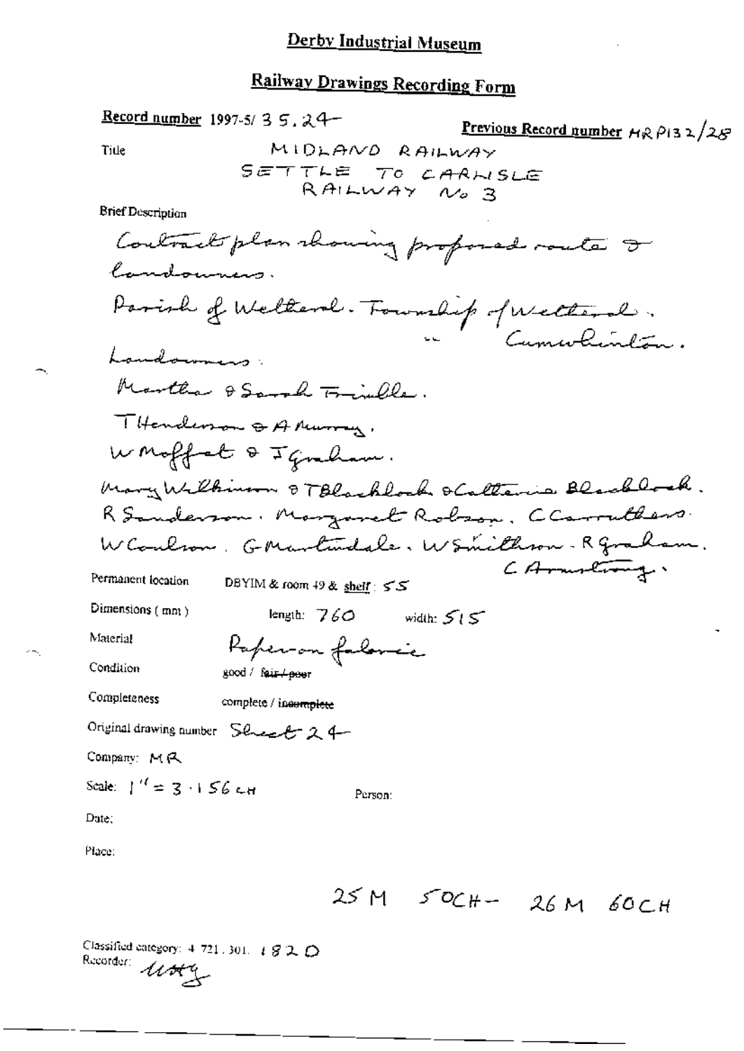# Derby Industrial Museum

## Railway Drawings Recording Form

**Record number** 1997-5/ 35.24 **Previous Record number** MR P132/28

Title MIDLAND RAILWAY
SETTLE TO CARLISLE
RAILWAY No 3

Brief Description

Contract plan showing proposed route & landowners.

Parish of Wetheral. Township of Wetheral.
" Cumwhinton.

Landowners:

Martha & Sarah Frisble.

T Henderson & A Murray.

W Moffat & J Graham.

Mary Wilkinson & T Blacklock & Catherine Blacklock.

R Sanderson. Margaret Robson. C Carruthers.

W Coulson. G Martindale. W Smithson. R Graham.
C Armstrong.

Permanent location DBYIM & room 49 & shelf: 55

Dimensions (mm) length: 760 width: 515

Material Paper on fabric

Condition good / ~~fair / poor~~

Completeness complete / ~~incomplete~~

Original drawing number Sheet 24

Company: MR

Scale: 1" = 3.156 CH Person:

Date:

Place:

25 M 50 CH – 26 M 60 CH

Classified category: 4.721.301. 182 D
Recorder: uoty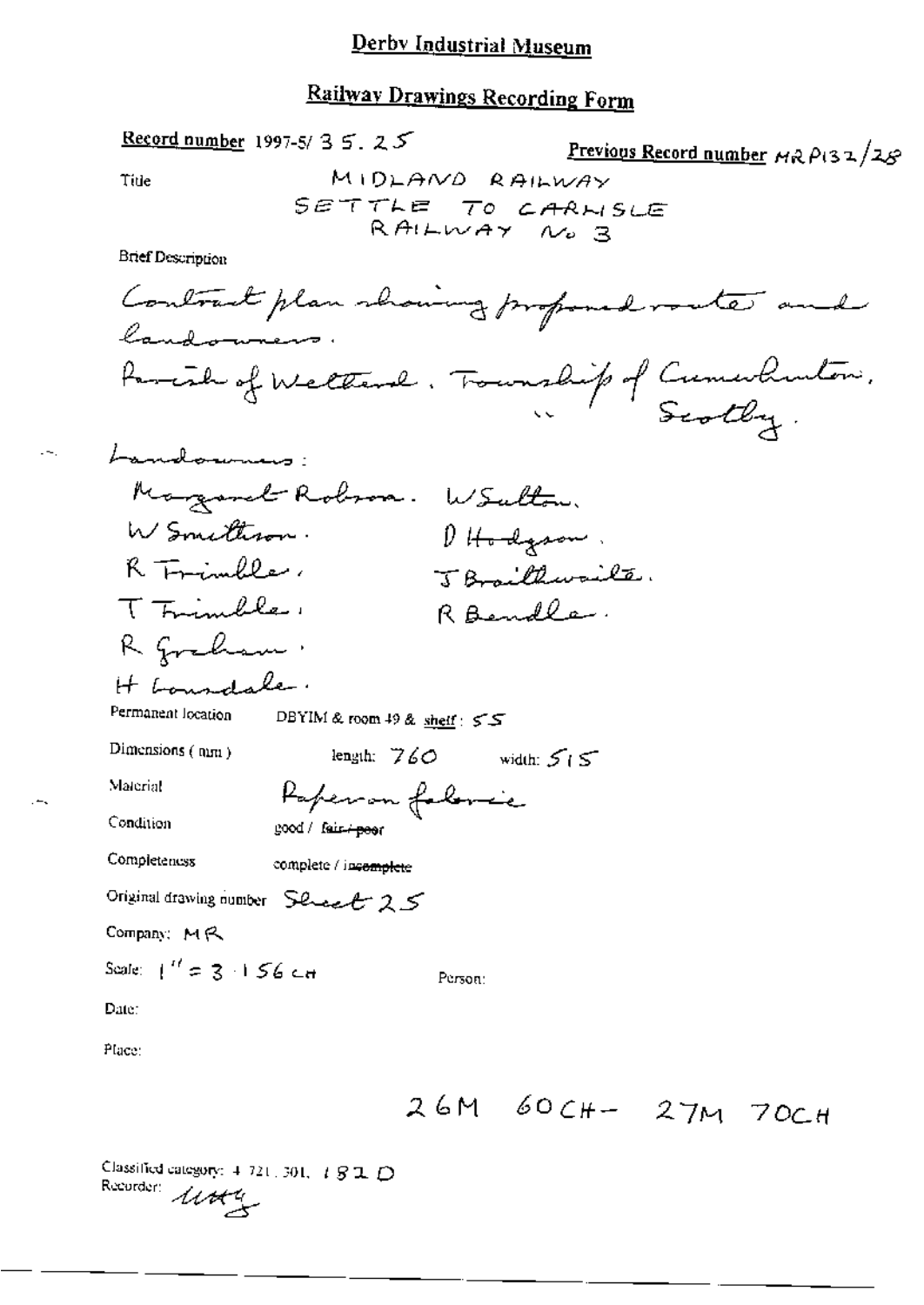# Derby Industrial Museum

## Railway Drawings Recording Form

**Record number** 1997-5/ 35. 25

**Previous Record number** MRP132/28

Title: MIDLAND RAILWAY SETTLE TO CARLISLE RAILWAY No 3

Brief Description

Contract plan showing proposed route and landowners.

Parish of Wetheral. Township of Cumwhinton, " Scotby.

Landowners:

Margaret Robson. W Sutton.
W Smithson. D Hodgson.
R Trimble. J Braithwaite.
T Trimble. R Bendle.
R Graham.
H Lonsdale.

Permanent location: DBYIM & room 49 & shelf: 55

Dimensions (mm): length: 760 width: 515

Material: Paper on fabric

Condition: good / ~~fair / poor~~

Completeness: complete / ~~incomplete~~

Original drawing number: Sheet 25

Company: MR

Scale: 1" = 3.156 CH

Person:

Date:

Place:

26M 60CH – 27M 70CH

Classified category: 4.721.301. 182 D

Recorder: ussg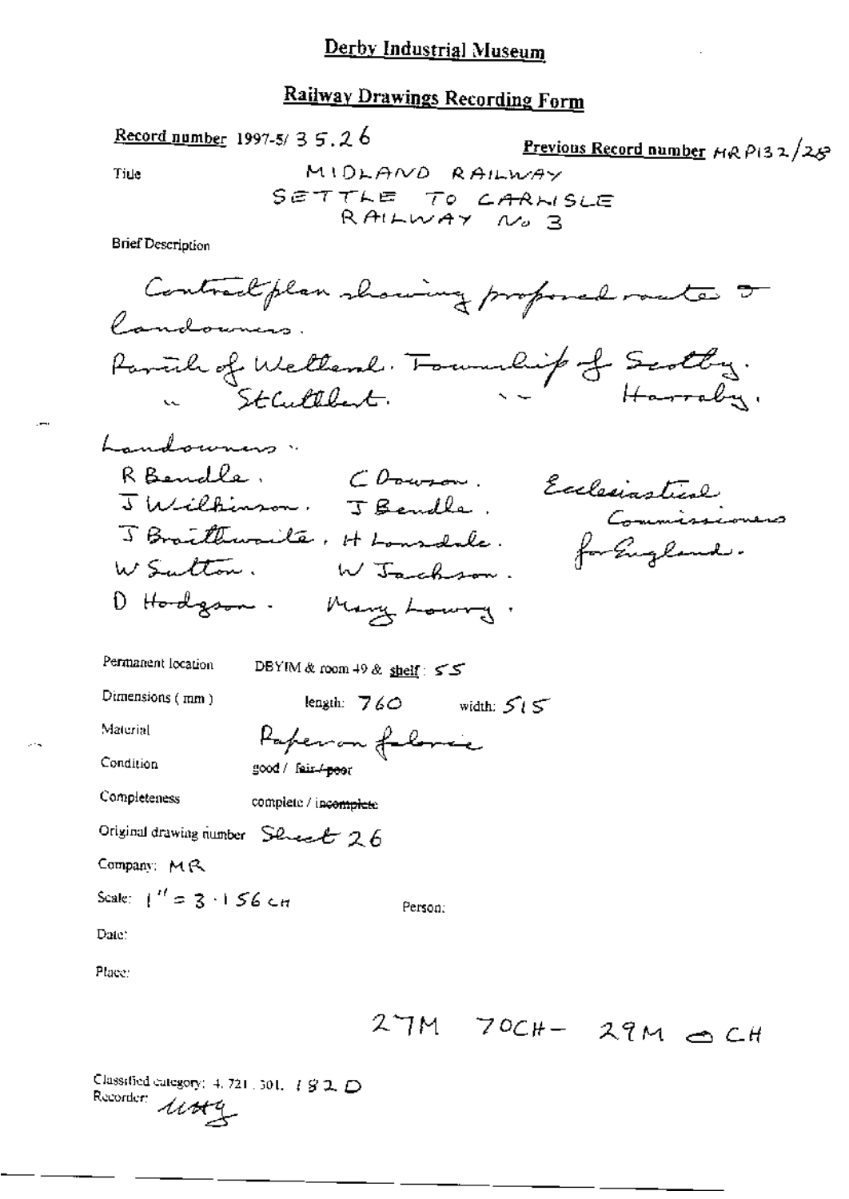# Derby Industrial Museum

## Railway Drawings Recording Form

**Record number** 1997-5/ 35.26

**Previous Record number** MR P132/28

Title

MIDLAND RAILWAY
SETTLE TO CARLISLE
RAILWAY No 3

Brief Description

Contract plan showing proposed route & landowners.

Parish of Wetheral. Township of Scotby.
" St Cuthbert. " Harraby.

Landowners:

R Bendle. C Dawson. Ecclesiastical Commissioners for England.
J Wilkinson. J Bendle.
J Braithwaite. H Lonsdale.
W Sutton. W Jackson.
D Hodgson. Mary Lowry.

Permanent location DBYIM & room 49 & shelf: 55

Dimensions (mm) length: 760 width: 515

Material Paper on fabric

Condition good / ~~fair / poor~~

Completeness complete / ~~incomplete~~

Original drawing number Sheet 26

Company: MR

Scale: 1" = 3.156 CH

Person:

Date:

Place:

27M 70CH - 29M 0 CH

Classified category: 4.721.301. 182 D

Recorder: uiHg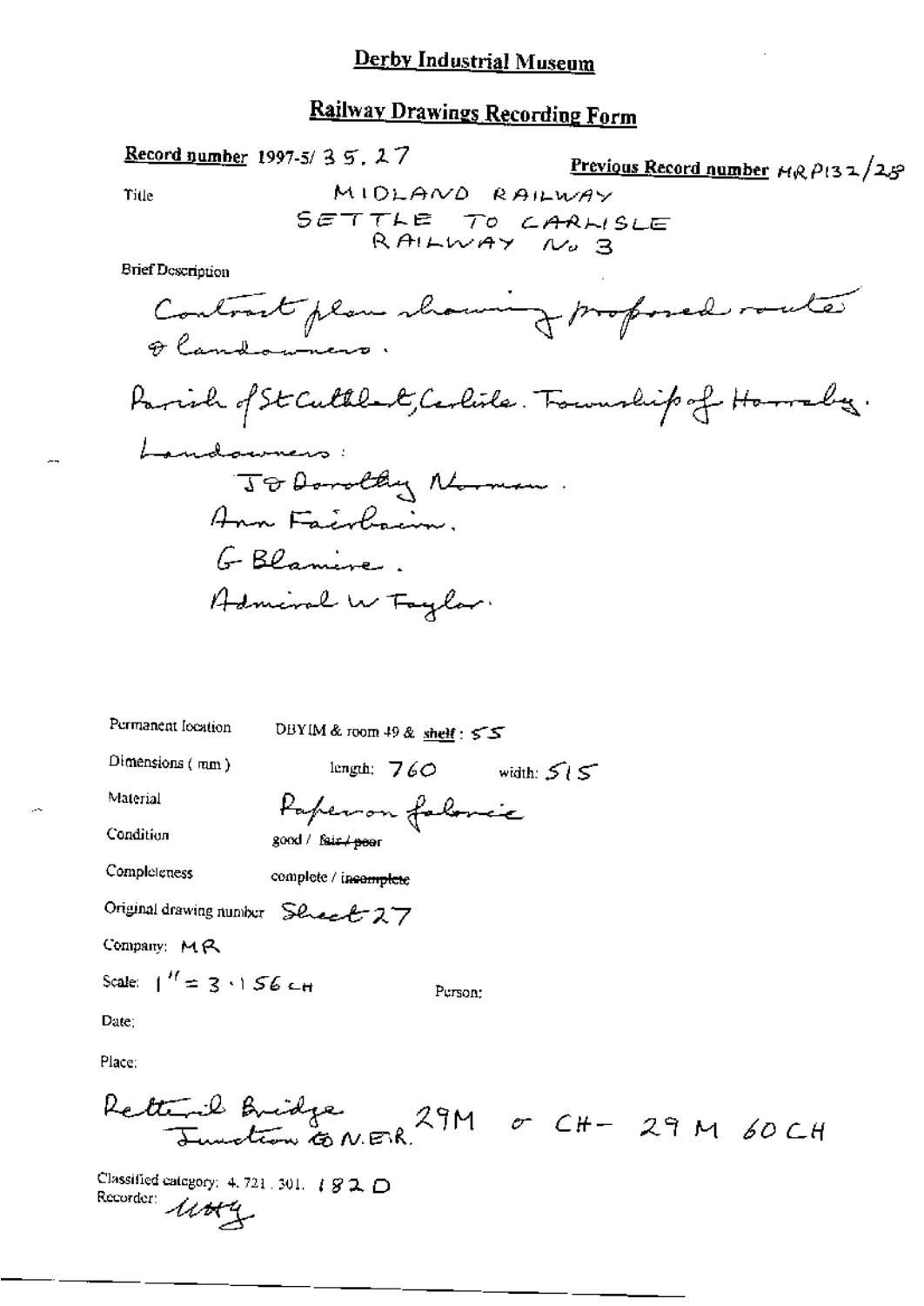# Derby Industrial Museum

## Railway Drawings Recording Form

**Record number** 1997-5/ 35. 27

**Previous Record number** MRP132/28

Title: MIDLAND RAILWAY SETTLE TO CARLISLE RAILWAY No 3

Brief Description

Contract plan showing proposed route & landowners.

Parish of St Cuthbert, Carlisle. Township of Harraby.

Landowners:

J & Dorothy Norman.

Ann Fairbairn.

G Blamire.

Admiral W Taylor.

Permanent location: DBYIM & room 49 & shelf: 55

Dimensions (mm): length: 760 width: 515

Material: Paper on fabric

Condition: good / ~~fair / poor~~

Completeness: complete / ~~incomplete~~

Original drawing number: Sheet 27

Company: MR

Scale: 1" = 3·156 CH

Person:

Date:

Place:

Petteril Bridge Junction to N.E.R. 29M 0 CH – 29 M 60 CH

Classified category: 4. 721. 301. 182 D

Recorder: MHG